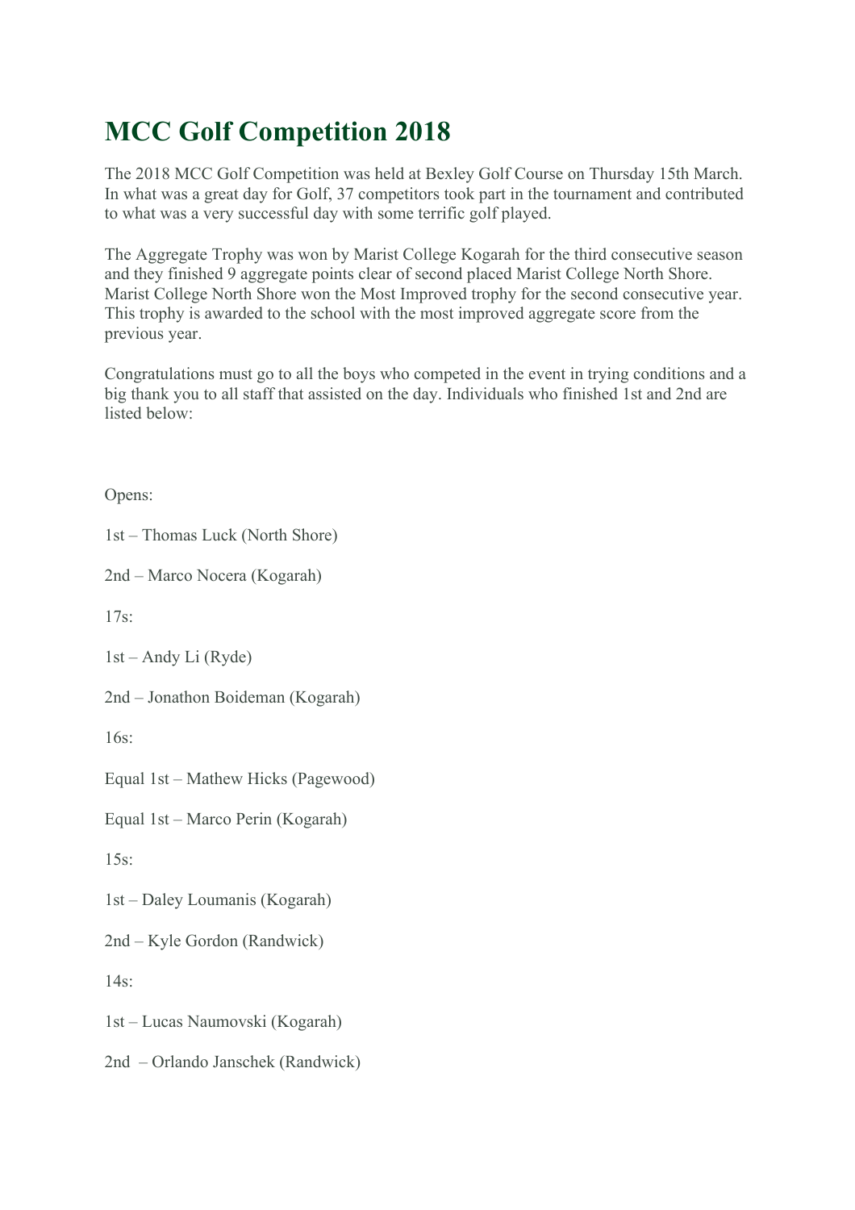# MCC Golf Competition 2018

The 2018 MCC Golf Competition was held at Bexley Golf Course on Thursday 15th March. In what was a great day for Golf, 37 competitors took part in the tournament and contributed to what was a very successful day with some terrific golf played.

The Aggregate Trophy was won by Marist College Kogarah for the third consecutive season and they finished 9 aggregate points clear of second placed Marist College North Shore. Marist College North Shore won the Most Improved trophy for the second consecutive year. This trophy is awarded to the school with the most improved aggregate score from the previous year.

Congratulations must go to all the boys who competed in the event in trying conditions and a big thank you to all staff that assisted on the day. Individuals who finished 1st and 2nd are listed below:

Opens:

1st – Thomas Luck (North Shore)

2nd – Marco Nocera (Kogarah)

17s:

1st – Andy Li (Ryde)

2nd – Jonathon Boideman (Kogarah)

16s:

Equal 1st – Mathew Hicks (Pagewood)

Equal 1st – Marco Perin (Kogarah)

15s:

1st – Daley Loumanis (Kogarah)

2nd – Kyle Gordon (Randwick)

14s:

1st – Lucas Naumovski (Kogarah)

2nd – Orlando Janschek (Randwick)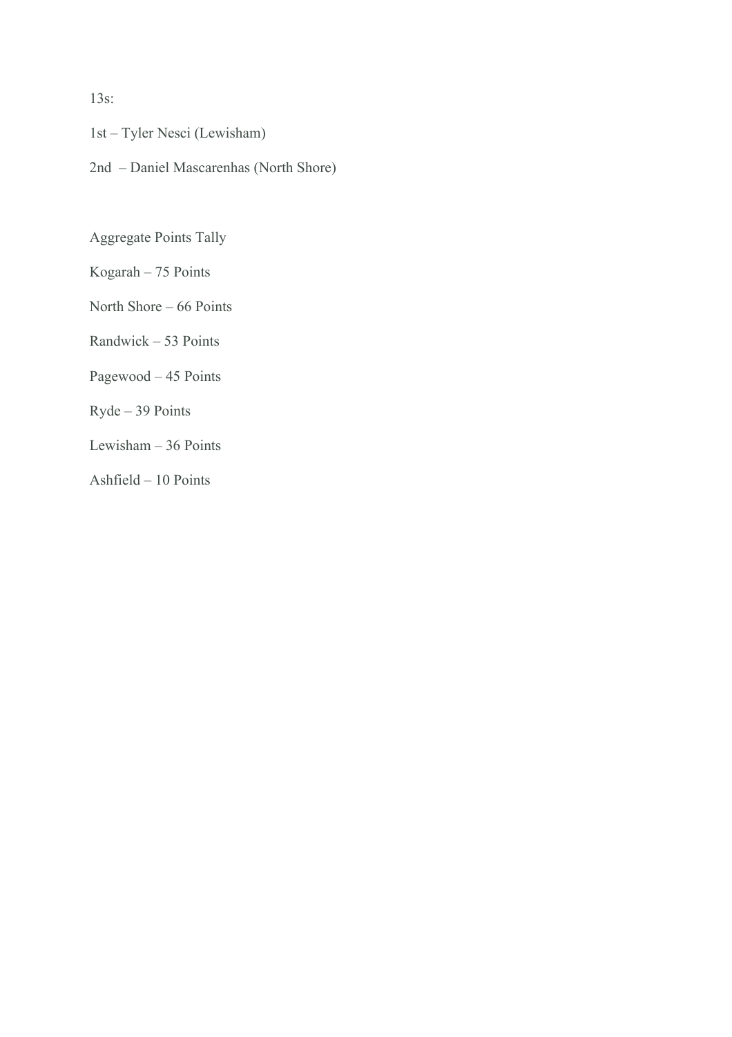13s:

1st – Tyler Nesci (Lewisham)

2nd – Daniel Mascarenhas (North Shore)

Aggregate Points Tally

Kogarah – 75 Points

North Shore – 66 Points

Randwick – 53 Points

Pagewood – 45 Points

Ryde – 39 Points

Lewisham – 36 Points

Ashfield – 10 Points